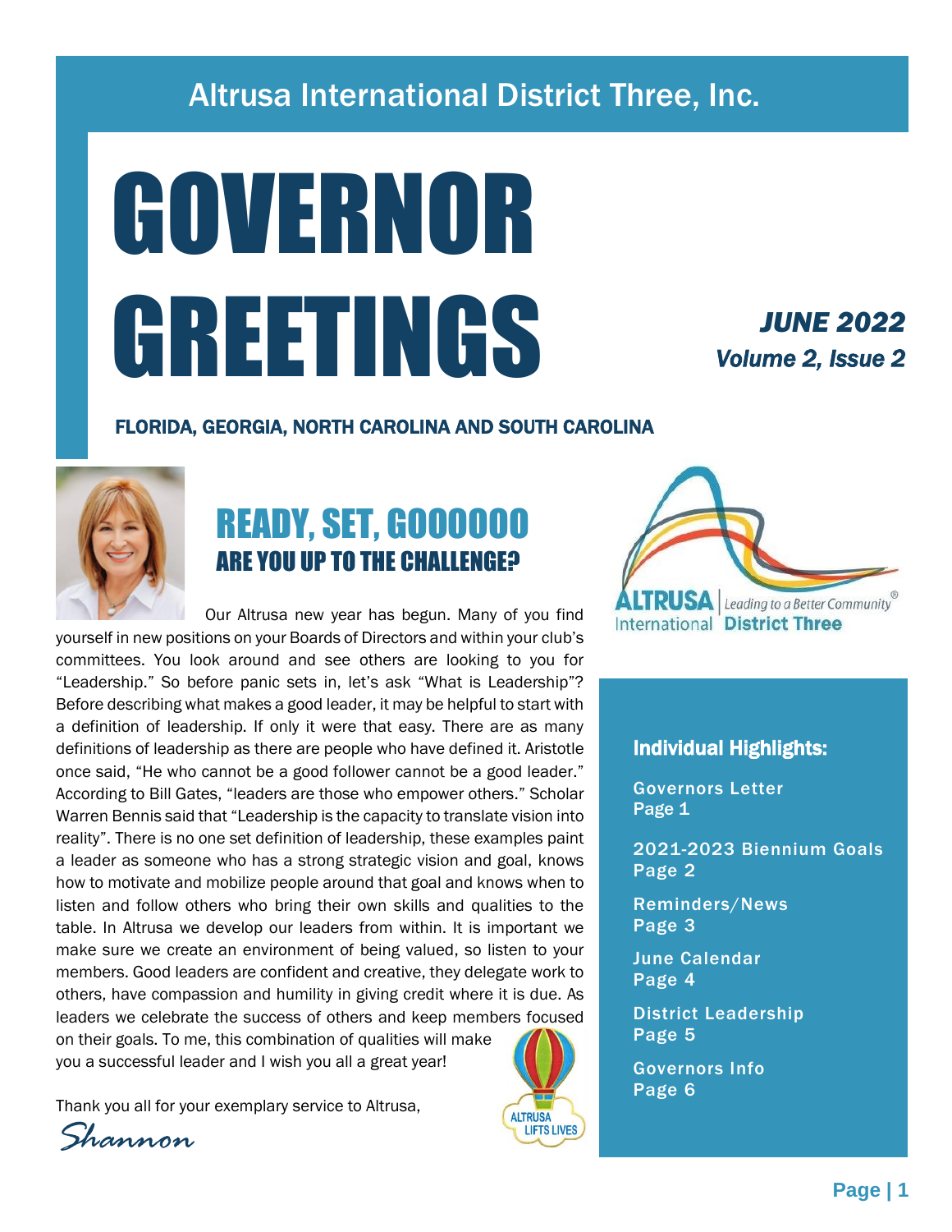Altrusa International District Three, Inc.

# GOVERNOR GREETINGS

***JUNE 2022***
***Volume 2, Issue 2***

**FLORIDA, GEORGIA, NORTH CAROLINA AND SOUTH CAROLINA**

## READY, SET, GOOOOOO
### ARE YOU UP TO THE CHALLENGE?

Our Altrusa new year has begun. Many of you find yourself in new positions on your Boards of Directors and within your club's committees. You look around and see others are looking to you for "Leadership." So before panic sets in, let's ask "What is Leadership"? Before describing what makes a good leader, it may be helpful to start with a definition of leadership. If only it were that easy. There are as many definitions of leadership as there are people who have defined it. Aristotle once said, "He who cannot be a good follower cannot be a good leader." According to Bill Gates, "leaders are those who empower others." Scholar Warren Bennis said that "Leadership is the capacity to translate vision into reality". There is no one set definition of leadership, these examples paint a leader as someone who has a strong strategic vision and goal, knows how to motivate and mobilize people around that goal and knows when to listen and follow others who bring their own skills and qualities to the table. In Altrusa we develop our leaders from within. It is important we make sure we create an environment of being valued, so listen to your members. Good leaders are confident and creative, they delegate work to others, have compassion and humility in giving credit where it is due. As leaders we celebrate the success of others and keep members focused on their goals. To me, this combination of qualities will make you a successful leader and I wish you all a great year!

Thank you all for your exemplary service to Altrusa,

*Shannon*

ALTRUSA International | Leading to a Better Community® District Three

ALTRUSA LIFTS LIVES

### Individual Highlights:

- Governors Letter Page 1
- 2021-2023 Biennium Goals Page 2
- Reminders/News Page 3
- June Calendar Page 4
- District Leadership Page 5
- Governors Info Page 6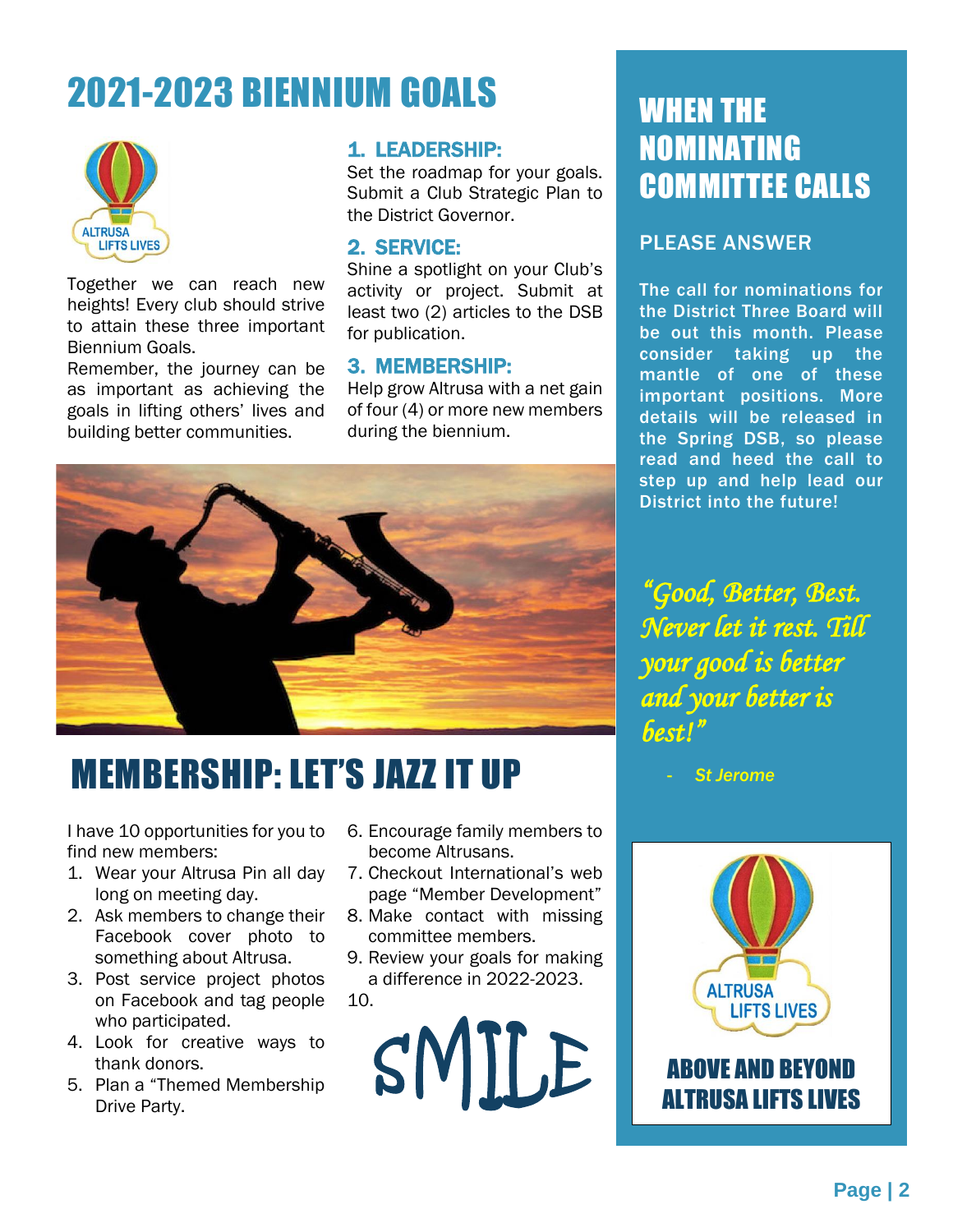# 2021-2023 BIENNIUM GOALS

Together we can reach new heights! Every club should strive to attain these three important Biennium Goals.

Remember, the journey can be as important as achieving the goals in lifting others' lives and building better communities.

### 1. LEADERSHIP:

Set the roadmap for your goals. Submit a Club Strategic Plan to the District Governor.

### 2. SERVICE:

Shine a spotlight on your Club's activity or project. Submit at least two (2) articles to the DSB for publication.

### 3. MEMBERSHIP:

Help grow Altrusa with a net gain of four (4) or more new members during the biennium.

# MEMBERSHIP: LET'S JAZZ IT UP

I have 10 opportunities for you to find new members:

1. Wear your Altrusa Pin all day long on meeting day.
2. Ask members to change their Facebook cover photo to something about Altrusa.
3. Post service project photos on Facebook and tag people who participated.
4. Look for creative ways to thank donors.
5. Plan a "Themed Membership Drive Party.
6. Encourage family members to become Altrusans.
7. Checkout International's web page "Member Development"
8. Make contact with missing committee members.
9. Review your goals for making a difference in 2022-2023.
10. SMILE

# WHEN THE NOMINATING COMMITTEE CALLS

## PLEASE ANSWER

**The call for nominations for the District Three Board will be out this month. Please consider taking up the mantle of one of these important positions. More details will be released in the Spring DSB, so please read and heed the call to step up and help lead our District into the future!**

*"Good, Better, Best. Never let it rest. Till your good is better and your better is best!"*

*- St Jerome*

## ABOVE AND BEYOND ALTRUSA LIFTS LIVES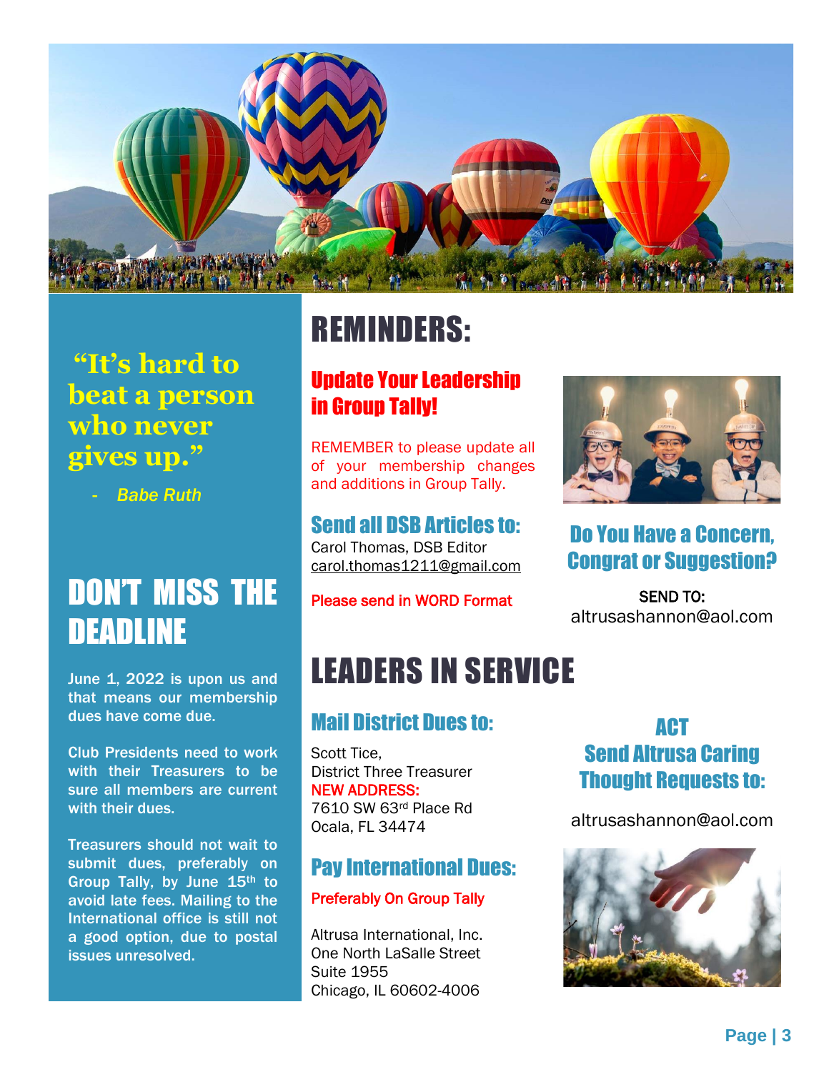**"It's hard to beat a person who never gives up."**

*- Babe Ruth*

## DON'T MISS THE DEADLINE

June 1, 2022 is upon us and that means our membership dues have come due.

Club Presidents need to work with their Treasurers to be sure all members are current with their dues.

Treasurers should not wait to submit dues, preferably on Group Tally, by June 15th to avoid late fees. Mailing to the International office is still not a good option, due to postal issues unresolved.

# REMINDERS:

### Update Your Leadership in Group Tally!

REMEMBER to please update all of your membership changes and additions in Group Tally.

### Send all DSB Articles to:

Carol Thomas, DSB Editor
carol.thomas1211@gmail.com

Please send in WORD Format

### Do You Have a Concern, Congrat or Suggestion?

SEND TO:
altrusashannon@aol.com

# LEADERS IN SERVICE

### Mail District Dues to:

Scott Tice,
District Three Treasurer
NEW ADDRESS:
7610 SW 63rd Place Rd
Ocala, FL 34474

### Pay International Dues:

Preferably On Group Tally

Altrusa International, Inc.
One North LaSalle Street
Suite 1955
Chicago, IL 60602-4006

### ACT Send Altrusa Caring Thought Requests to:

altrusashannon@aol.com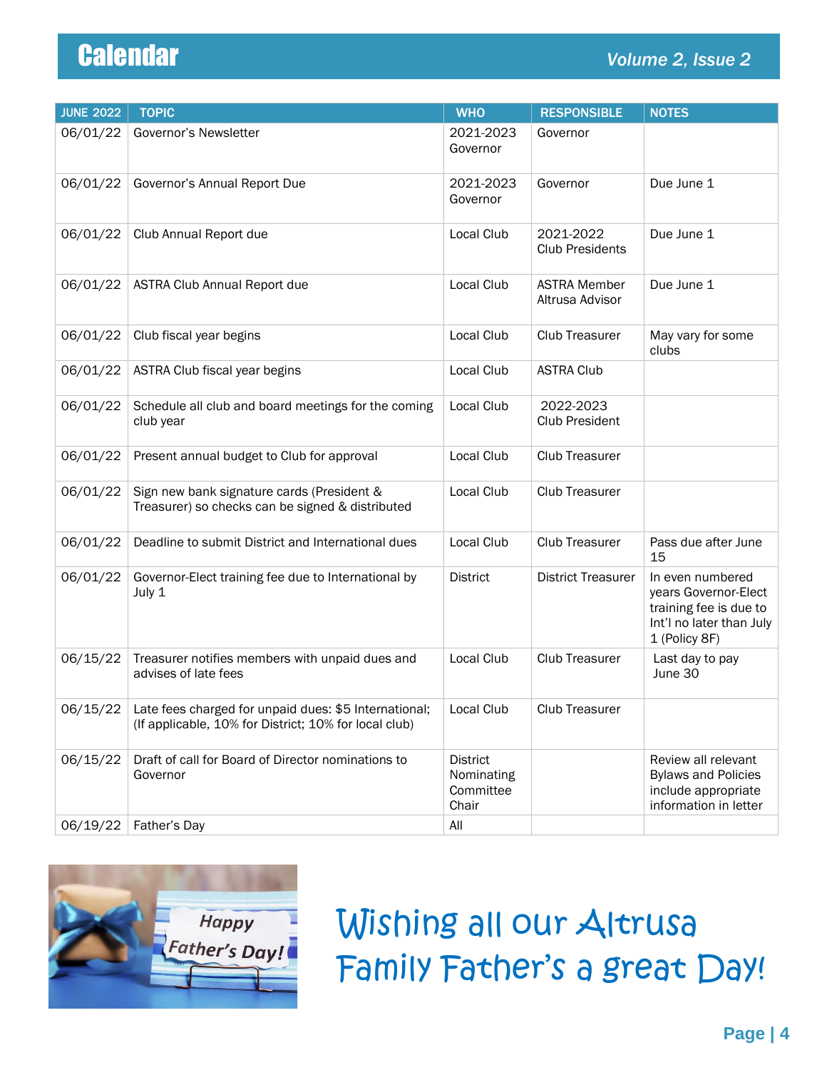# Calendar

| JUNE 2022 | TOPIC | WHO | RESPONSIBLE | NOTES |
|---|---|---|---|---|
| 06/01/22 | Governor's Newsletter | 2021-2023 Governor | Governor | |
| 06/01/22 | Governor's Annual Report Due | 2021-2023 Governor | Governor | Due June 1 |
| 06/01/22 | Club Annual Report due | Local Club | 2021-2022 Club Presidents | Due June 1 |
| 06/01/22 | ASTRA Club Annual Report due | Local Club | ASTRA Member Altrusa Advisor | Due June 1 |
| 06/01/22 | Club fiscal year begins | Local Club | Club Treasurer | May vary for some clubs |
| 06/01/22 | ASTRA Club fiscal year begins | Local Club | ASTRA Club | |
| 06/01/22 | Schedule all club and board meetings for the coming club year | Local Club | 2022-2023 Club President | |
| 06/01/22 | Present annual budget to Club for approval | Local Club | Club Treasurer | |
| 06/01/22 | Sign new bank signature cards (President & Treasurer) so checks can be signed & distributed | Local Club | Club Treasurer | |
| 06/01/22 | Deadline to submit District and International dues | Local Club | Club Treasurer | Pass due after June 15 |
| 06/01/22 | Governor-Elect training fee due to International by July 1 | District | District Treasurer | In even numbered years Governor-Elect training fee is due to Int'l no later than July 1 (Policy 8F) |
| 06/15/22 | Treasurer notifies members with unpaid dues and advises of late fees | Local Club | Club Treasurer | Last day to pay June 30 |
| 06/15/22 | Late fees charged for unpaid dues: $5 International; (If applicable, 10% for District; 10% for local club) | Local Club | Club Treasurer | |
| 06/15/22 | Draft of call for Board of Director nominations to Governor | District Nominating Committee Chair | | Review all relevant Bylaws and Policies include appropriate information in letter |
| 06/19/22 | Father's Day | All | | |

Wishing all our Altrusa Family Father's a great Day!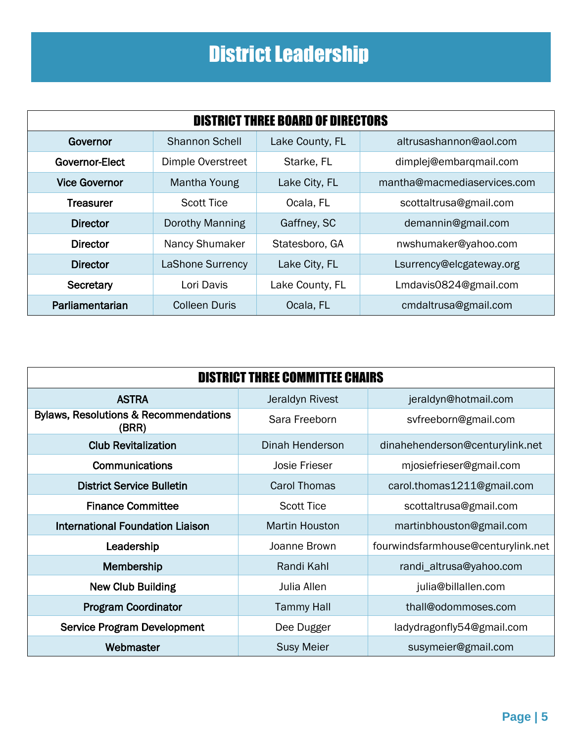# District Leadership

| DISTRICT THREE BOARD OF DIRECTORS | | | |
|---|---|---|---|
| **Governor** | Shannon Schell | Lake County, FL | altrusashannon@aol.com |
| **Governor-Elect** | Dimple Overstreet | Starke, FL | dimplej@embarqmail.com |
| **Vice Governor** | Mantha Young | Lake City, FL | mantha@macmediaservices.com |
| **Treasurer** | Scott Tice | Ocala, FL | scottaltrusa@gmail.com |
| **Director** | Dorothy Manning | Gaffney, SC | demannin@gmail.com |
| **Director** | Nancy Shumaker | Statesboro, GA | nwshumaker@yahoo.com |
| **Director** | LaShone Surrency | Lake City, FL | Lsurrency@elcgateway.org |
| **Secretary** | Lori Davis | Lake County, FL | Lmdavis0824@gmail.com |
| **Parliamentarian** | Colleen Duris | Ocala, FL | cmdaltrusa@gmail.com |

| DISTRICT THREE COMMITTEE CHAIRS | | |
|---|---|---|
| **ASTRA** | Jeraldyn Rivest | jeraldyn@hotmail.com |
| **Bylaws, Resolutions & Recommendations (BRR)** | Sara Freeborn | svfreeborn@gmail.com |
| **Club Revitalization** | Dinah Henderson | dinahehenderson@centurylink.net |
| **Communications** | Josie Frieser | mjosiefrieser@gmail.com |
| **District Service Bulletin** | Carol Thomas | carol.thomas1211@gmail.com |
| **Finance Committee** | Scott Tice | scottaltrusa@gmail.com |
| **International Foundation Liaison** | Martin Houston | martinbhouston@gmail.com |
| **Leadership** | Joanne Brown | fourwindsfarmhouse@centurylink.net |
| **Membership** | Randi Kahl | randi_altrusa@yahoo.com |
| **New Club Building** | Julia Allen | julia@billallen.com |
| **Program Coordinator** | Tammy Hall | thall@odommoses.com |
| **Service Program Development** | Dee Dugger | ladydragonfly54@gmail.com |
| **Webmaster** | Susy Meier | susymeier@gmail.com |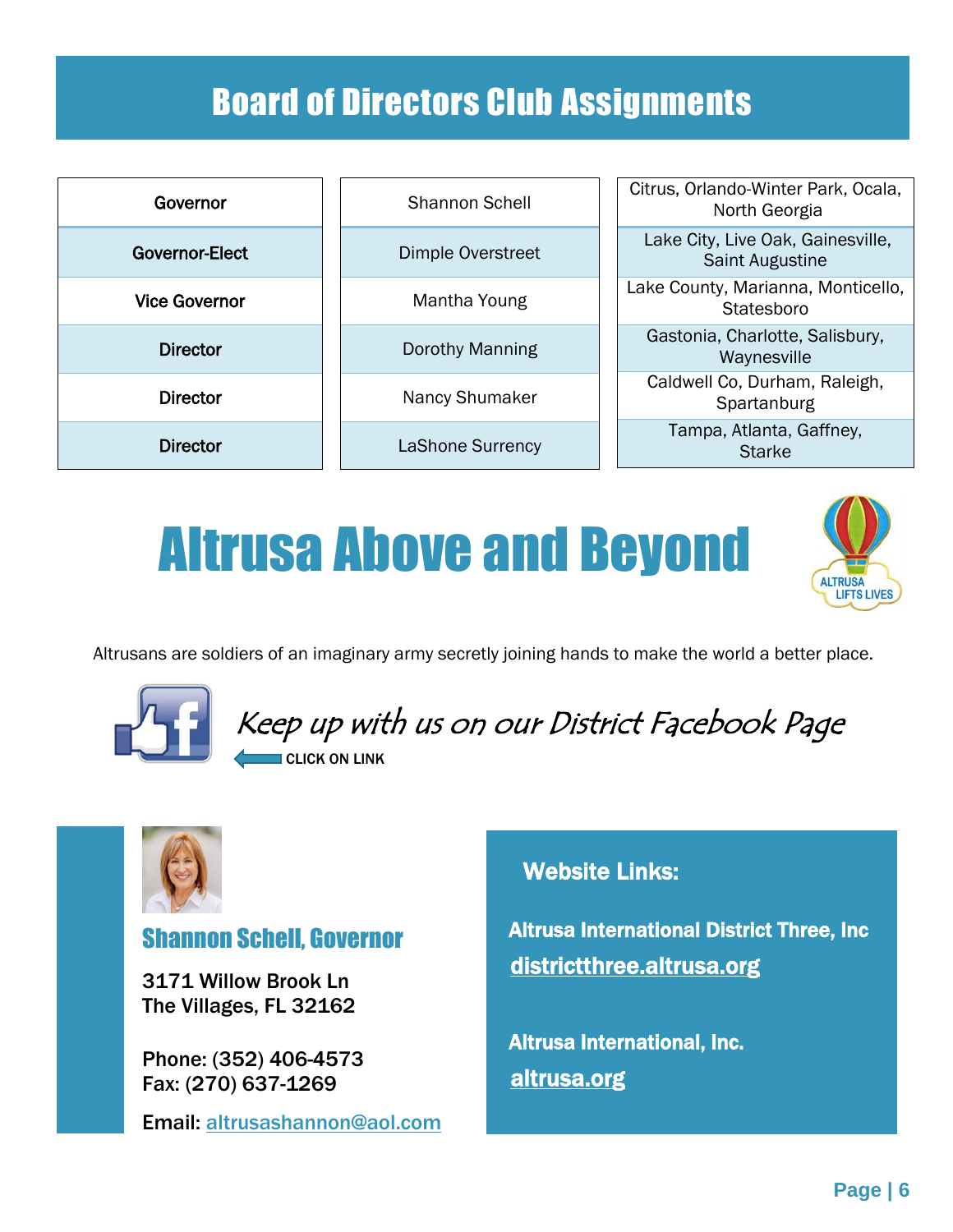# Board of Directors Club Assignments

| | | |
|---|---|---|
| Governor | Shannon Schell | Citrus, Orlando-Winter Park, Ocala, North Georgia |
| Governor-Elect | Dimple Overstreet | Lake City, Live Oak, Gainesville, Saint Augustine |
| Vice Governor | Mantha Young | Lake County, Marianna, Monticello, Statesboro |
| Director | Dorothy Manning | Gastonia, Charlotte, Salisbury, Waynesville |
| Director | Nancy Shumaker | Caldwell Co, Durham, Raleigh, Spartanburg |
| Director | LaShone Surrency | Tampa, Atlanta, Gaffney, Starke |

# Altrusa Above and Beyond

ALTRUSA LIFTS LIVES

Altrusans are soldiers of an imaginary army secretly joining hands to make the world a better place.

*Keep up with us on our District Facebook Page*

CLICK ON LINK

## Shannon Schell, Governor

3171 Willow Brook Ln
The Villages, FL 32162

Phone: (352) 406-4573
Fax: (270) 637-1269

Email: altrusashannon@aol.com

## Website Links:

**Altrusa International District Three, Inc**
districtthree.altrusa.org

**Altrusa International, Inc.**
altrusa.org